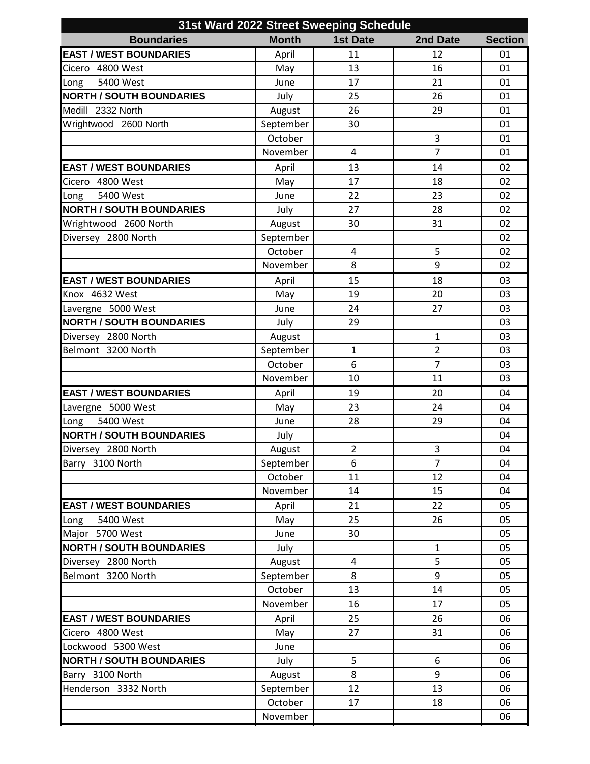| 31st Ward 2022 Street Sweeping Schedule | | | | |
|---|---|---|---|---|
| **Boundaries** | **Month** | **1st Date** | **2nd Date** | **Section** |
| **EAST / WEST BOUNDARIES** | April | 11 | 12 | 01 |
| Cicero 4800 West | May | 13 | 16 | 01 |
| Long 5400 West | June | 17 | 21 | 01 |
| **NORTH / SOUTH BOUNDARIES** | July | 25 | 26 | 01 |
| Medill 2332 North | August | 26 | 29 | 01 |
| Wrightwood 2600 North | September | 30 | | 01 |
| | October | | 3 | 01 |
| | November | 4 | 7 | 01 |
| **EAST / WEST BOUNDARIES** | April | 13 | 14 | 02 |
| Cicero 4800 West | May | 17 | 18 | 02 |
| Long 5400 West | June | 22 | 23 | 02 |
| **NORTH / SOUTH BOUNDARIES** | July | 27 | 28 | 02 |
| Wrightwood 2600 North | August | 30 | 31 | 02 |
| Diversey 2800 North | September | | | 02 |
| | October | 4 | 5 | 02 |
| | November | 8 | 9 | 02 |
| **EAST / WEST BOUNDARIES** | April | 15 | 18 | 03 |
| Knox 4632 West | May | 19 | 20 | 03 |
| Lavergne 5000 West | June | 24 | 27 | 03 |
| **NORTH / SOUTH BOUNDARIES** | July | 29 | | 03 |
| Diversey 2800 North | August | | 1 | 03 |
| Belmont 3200 North | September | 1 | 2 | 03 |
| | October | 6 | 7 | 03 |
| | November | 10 | 11 | 03 |
| **EAST / WEST BOUNDARIES** | April | 19 | 20 | 04 |
| Lavergne 5000 West | May | 23 | 24 | 04 |
| Long 5400 West | June | 28 | 29 | 04 |
| **NORTH / SOUTH BOUNDARIES** | July | | | 04 |
| Diversey 2800 North | August | 2 | 3 | 04 |
| Barry 3100 North | September | 6 | 7 | 04 |
| | October | 11 | 12 | 04 |
| | November | 14 | 15 | 04 |
| **EAST / WEST BOUNDARIES** | April | 21 | 22 | 05 |
| Long 5400 West | May | 25 | 26 | 05 |
| Major 5700 West | June | 30 | | 05 |
| **NORTH / SOUTH BOUNDARIES** | July | | 1 | 05 |
| Diversey 2800 North | August | 4 | 5 | 05 |
| Belmont 3200 North | September | 8 | 9 | 05 |
| | October | 13 | 14 | 05 |
| | November | 16 | 17 | 05 |
| **EAST / WEST BOUNDARIES** | April | 25 | 26 | 06 |
| Cicero 4800 West | May | 27 | 31 | 06 |
| Lockwood 5300 West | June | | | 06 |
| **NORTH / SOUTH BOUNDARIES** | July | 5 | 6 | 06 |
| Barry 3100 North | August | 8 | 9 | 06 |
| Henderson 3332 North | September | 12 | 13 | 06 |
| | October | 17 | 18 | 06 |
| | November | | | 06 |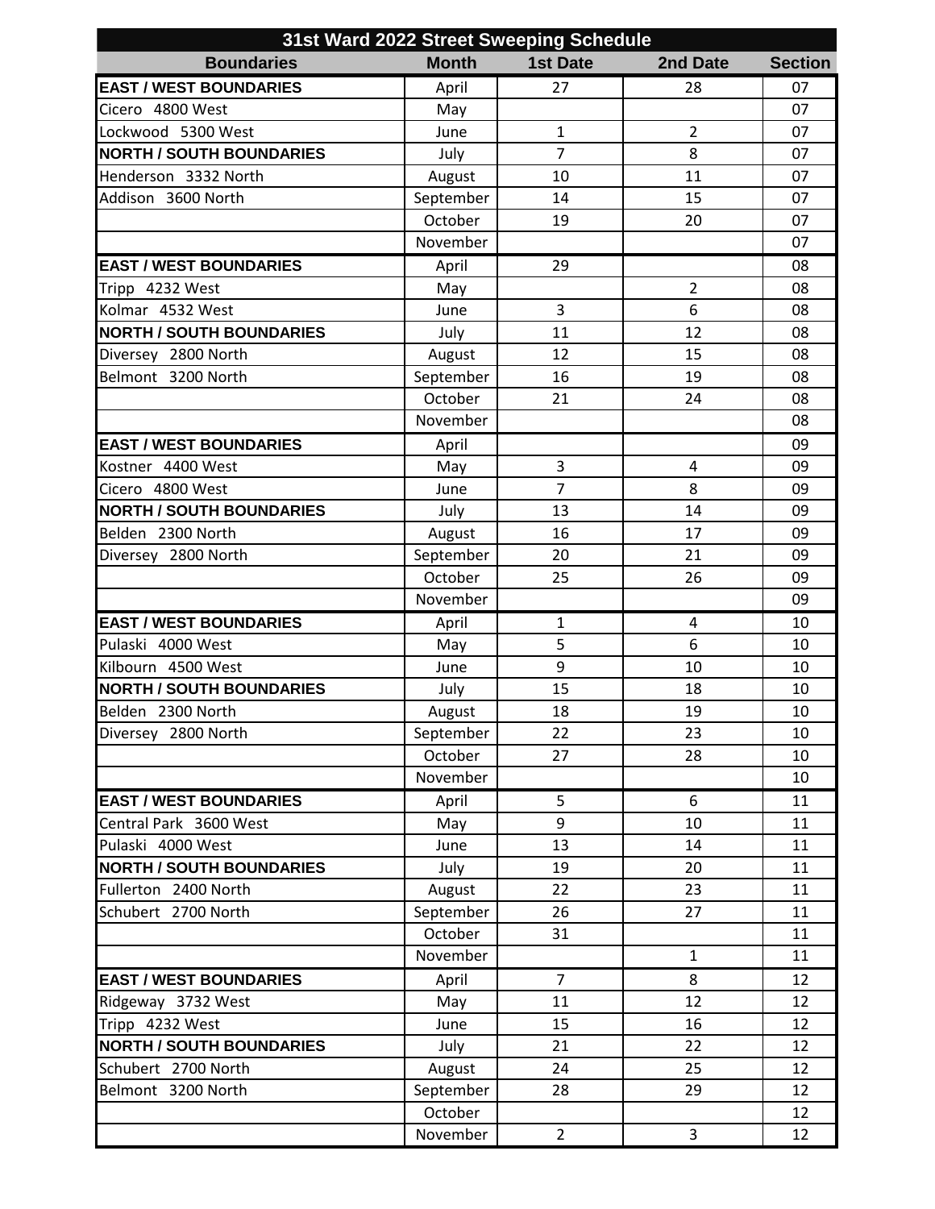| 31st Ward 2022 Street Sweeping Schedule | | | | |
|---|---|---|---|---|
| **Boundaries** | **Month** | **1st Date** | **2nd Date** | **Section** |
| **EAST / WEST BOUNDARIES** | April | 27 | 28 | 07 |
| Cicero 4800 West | May | | | 07 |
| Lockwood 5300 West | June | 1 | 2 | 07 |
| **NORTH / SOUTH BOUNDARIES** | July | 7 | 8 | 07 |
| Henderson 3332 North | August | 10 | 11 | 07 |
| Addison 3600 North | September | 14 | 15 | 07 |
| | October | 19 | 20 | 07 |
| | November | | | 07 |
| **EAST / WEST BOUNDARIES** | April | 29 | | 08 |
| Tripp 4232 West | May | | 2 | 08 |
| Kolmar 4532 West | June | 3 | 6 | 08 |
| **NORTH / SOUTH BOUNDARIES** | July | 11 | 12 | 08 |
| Diversey 2800 North | August | 12 | 15 | 08 |
| Belmont 3200 North | September | 16 | 19 | 08 |
| | October | 21 | 24 | 08 |
| | November | | | 08 |
| **EAST / WEST BOUNDARIES** | April | | | 09 |
| Kostner 4400 West | May | 3 | 4 | 09 |
| Cicero 4800 West | June | 7 | 8 | 09 |
| **NORTH / SOUTH BOUNDARIES** | July | 13 | 14 | 09 |
| Belden 2300 North | August | 16 | 17 | 09 |
| Diversey 2800 North | September | 20 | 21 | 09 |
| | October | 25 | 26 | 09 |
| | November | | | 09 |
| **EAST / WEST BOUNDARIES** | April | 1 | 4 | 10 |
| Pulaski 4000 West | May | 5 | 6 | 10 |
| Kilbourn 4500 West | June | 9 | 10 | 10 |
| **NORTH / SOUTH BOUNDARIES** | July | 15 | 18 | 10 |
| Belden 2300 North | August | 18 | 19 | 10 |
| Diversey 2800 North | September | 22 | 23 | 10 |
| | October | 27 | 28 | 10 |
| | November | | | 10 |
| **EAST / WEST BOUNDARIES** | April | 5 | 6 | 11 |
| Central Park 3600 West | May | 9 | 10 | 11 |
| Pulaski 4000 West | June | 13 | 14 | 11 |
| **NORTH / SOUTH BOUNDARIES** | July | 19 | 20 | 11 |
| Fullerton 2400 North | August | 22 | 23 | 11 |
| Schubert 2700 North | September | 26 | 27 | 11 |
| | October | 31 | | 11 |
| | November | | 1 | 11 |
| **EAST / WEST BOUNDARIES** | April | 7 | 8 | 12 |
| Ridgeway 3732 West | May | 11 | 12 | 12 |
| Tripp 4232 West | June | 15 | 16 | 12 |
| **NORTH / SOUTH BOUNDARIES** | July | 21 | 22 | 12 |
| Schubert 2700 North | August | 24 | 25 | 12 |
| Belmont 3200 North | September | 28 | 29 | 12 |
| | October | | | 12 |
| | November | 2 | 3 | 12 |